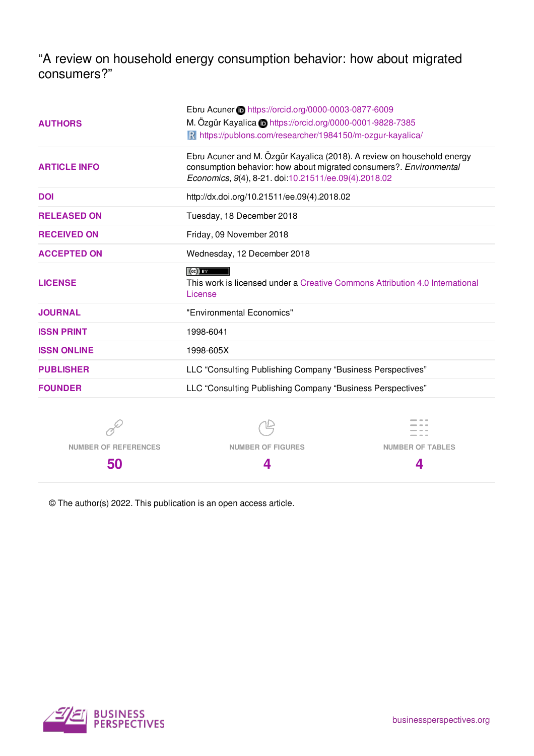# "A review on household energy consumption behavior: how about migrated consumers?"

| | |
|---|---|
| **AUTHORS** | Ebru Acuner https://orcid.org/0000-0003-0877-6009<br>M. Özgür Kayalica https://orcid.org/0000-0001-9828-7385<br>https://publons.com/researcher/1984150/m-ozgur-kayalica/ |
| **ARTICLE INFO** | Ebru Acuner and M. Özgür Kayalica (2018). A review on household energy consumption behavior: how about migrated consumers?. *Environmental Economics*, *9*(4), 8-21. doi:10.21511/ee.09(4).2018.02 |
| **DOI** | http://dx.doi.org/10.21511/ee.09(4).2018.02 |
| **RELEASED ON** | Tuesday, 18 December 2018 |
| **RECEIVED ON** | Friday, 09 November 2018 |
| **ACCEPTED ON** | Wednesday, 12 December 2018 |
| **LICENSE** | This work is licensed under a Creative Commons Attribution 4.0 International License |
| **JOURNAL** | "Environmental Economics" |
| **ISSN PRINT** | 1998-6041 |
| **ISSN ONLINE** | 1998-605X |
| **PUBLISHER** | LLC "Consulting Publishing Company "Business Perspectives" |
| **FOUNDER** | LLC "Consulting Publishing Company "Business Perspectives" |

| NUMBER OF REFERENCES | NUMBER OF FIGURES | NUMBER OF TABLES |
|---|---|---|
| 50 | 4 | 4 |

© The author(s) 2022. This publication is an open access article.

BUSINESS PERSPECTIVES

businessperspectives.org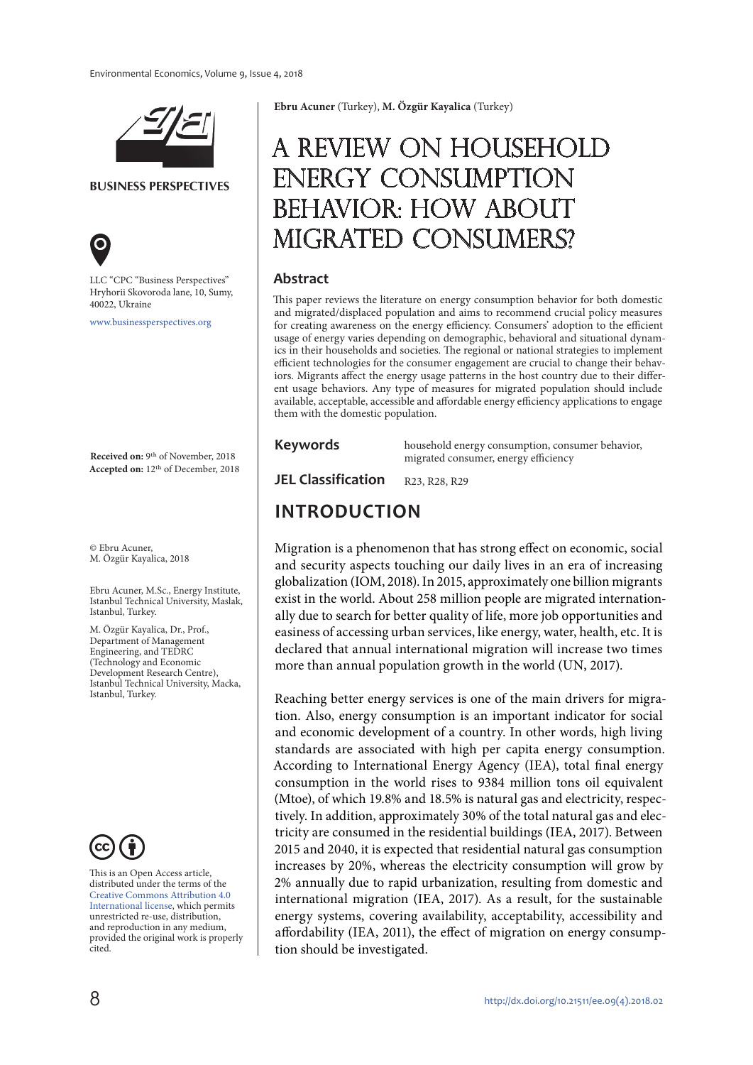Ebru Acuner (Turkey), M. Özgür Kayalica (Turkey)

# A REVIEW ON HOUSEHOLD ENERGY CONSUMPTION BEHAVIOR: HOW ABOUT MIGRATED CONSUMERS?

**BUSINESS PERSPECTIVES**

LLC "CPC "Business Perspectives"
Hryhorii Skovoroda lane, 10, Sumy, 40022, Ukraine

www.businessperspectives.org

**Received on:** 9th of November, 2018
**Accepted on:** 12th of December, 2018

© Ebru Acuner, M. Özgür Kayalica, 2018

Ebru Acuner, M.Sc., Energy Institute, Istanbul Technical University, Maslak, Istanbul, Turkey.

M. Özgür Kayalica, Dr., Prof., Department of Management Engineering, and TEDRC (Technology and Economic Development Research Centre), Istanbul Technical University, Macka, Istanbul, Turkey.

This is an Open Access article, distributed under the terms of the Creative Commons Attribution 4.0 International license, which permits unrestricted re-use, distribution, and reproduction in any medium, provided the original work is properly cited.

## Abstract

This paper reviews the literature on energy consumption behavior for both domestic and migrated/displaced population and aims to recommend crucial policy measures for creating awareness on the energy efficiency. Consumers' adoption to the efficient usage of energy varies depending on demographic, behavioral and situational dynamics in their households and societies. The regional or national strategies to implement efficient technologies for the consumer engagement are crucial to change their behaviors. Migrants affect the energy usage patterns in the host country due to their different usage behaviors. Any type of measures for migrated population should include available, acceptable, accessible and affordable energy efficiency applications to engage them with the domestic population.

**Keywords** household energy consumption, consumer behavior, migrated consumer, energy efficiency

**JEL Classification** R23, R28, R29

## INTRODUCTION

Migration is a phenomenon that has strong effect on economic, social and security aspects touching our daily lives in an era of increasing globalization (IOM, 2018). In 2015, approximately one billion migrants exist in the world. About 258 million people are migrated internationally due to search for better quality of life, more job opportunities and easiness of accessing urban services, like energy, water, health, etc. It is declared that annual international migration will increase two times more than annual population growth in the world (UN, 2017).

Reaching better energy services is one of the main drivers for migration. Also, energy consumption is an important indicator for social and economic development of a country. In other words, high living standards are associated with high per capita energy consumption. According to International Energy Agency (IEA), total final energy consumption in the world rises to 9384 million tons oil equivalent (Mtoe), of which 19.8% and 18.5% is natural gas and electricity, respectively. In addition, approximately 30% of the total natural gas and electricity are consumed in the residential buildings (IEA, 2017). Between 2015 and 2040, it is expected that residential natural gas consumption increases by 20%, whereas the electricity consumption will grow by 2% annually due to rapid urbanization, resulting from domestic and international migration (IEA, 2017). As a result, for the sustainable energy systems, covering availability, acceptability, accessibility and affordability (IEA, 2011), the effect of migration on energy consumption should be investigated.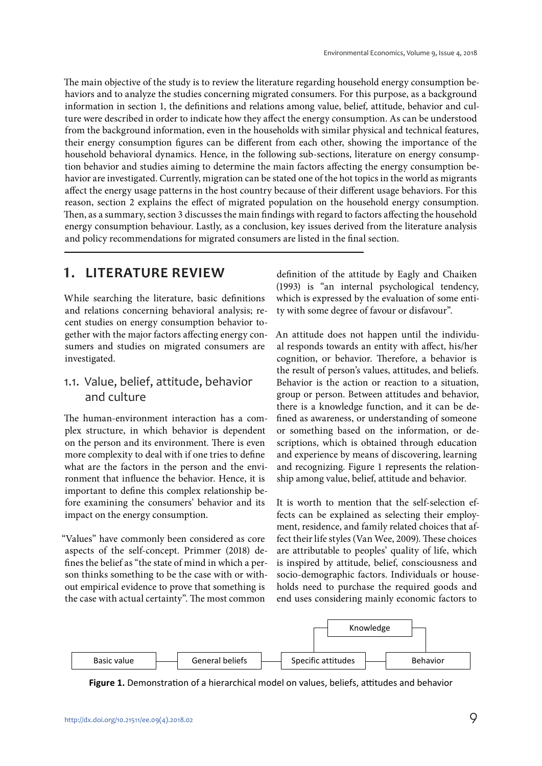The main objective of the study is to review the literature regarding household energy consumption behaviors and to analyze the studies concerning migrated consumers. For this purpose, as a background information in section 1, the definitions and relations among value, belief, attitude, behavior and culture were described in order to indicate how they affect the energy consumption. As can be understood from the background information, even in the households with similar physical and technical features, their energy consumption figures can be different from each other, showing the importance of the household behavioral dynamics. Hence, in the following sub-sections, literature on energy consumption behavior and studies aiming to determine the main factors affecting the energy consumption behavior are investigated. Currently, migration can be stated one of the hot topics in the world as migrants affect the energy usage patterns in the host country because of their different usage behaviors. For this reason, section 2 explains the effect of migrated population on the household energy consumption. Then, as a summary, section 3 discusses the main findings with regard to factors affecting the household energy consumption behaviour. Lastly, as a conclusion, key issues derived from the literature analysis and policy recommendations for migrated consumers are listed in the final section.

## 1. LITERATURE REVIEW

While searching the literature, basic definitions and relations concerning behavioral analysis; recent studies on energy consumption behavior together with the major factors affecting energy consumers and studies on migrated consumers are investigated.

### 1.1. Value, belief, attitude, behavior and culture

The human-environment interaction has a complex structure, in which behavior is dependent on the person and its environment. There is even more complexity to deal with if one tries to define what are the factors in the person and the environment that influence the behavior. Hence, it is important to define this complex relationship before examining the consumers' behavior and its impact on the energy consumption.

"Values" have commonly been considered as core aspects of the self-concept. Primmer (2018) defines the belief as "the state of mind in which a person thinks something to be the case with or without empirical evidence to prove that something is the case with actual certainty". The most common definition of the attitude by Eagly and Chaiken (1993) is "an internal psychological tendency, which is expressed by the evaluation of some entity with some degree of favour or disfavour".

An attitude does not happen until the individual responds towards an entity with affect, his/her cognition, or behavior. Therefore, a behavior is the result of person's values, attitudes, and beliefs. Behavior is the action or reaction to a situation, group or person. Between attitudes and behavior, there is a knowledge function, and it can be defined as awareness, or understanding of someone or something based on the information, or descriptions, which is obtained through education and experience by means of discovering, learning and recognizing. Figure 1 represents the relationship among value, belief, attitude and behavior.

It is worth to mention that the self-selection effects can be explained as selecting their employment, residence, and family related choices that affect their life styles (Van Wee, 2009). These choices are attributable to peoples' quality of life, which is inspired by attitude, belief, consciousness and socio-demographic factors. Individuals or households need to purchase the required goods and end uses considering mainly economic factors to

Knowledge

Basic value — General beliefs — Specific attitudes — Behavior

**Figure 1.** Demonstration of a hierarchical model on values, beliefs, attitudes and behavior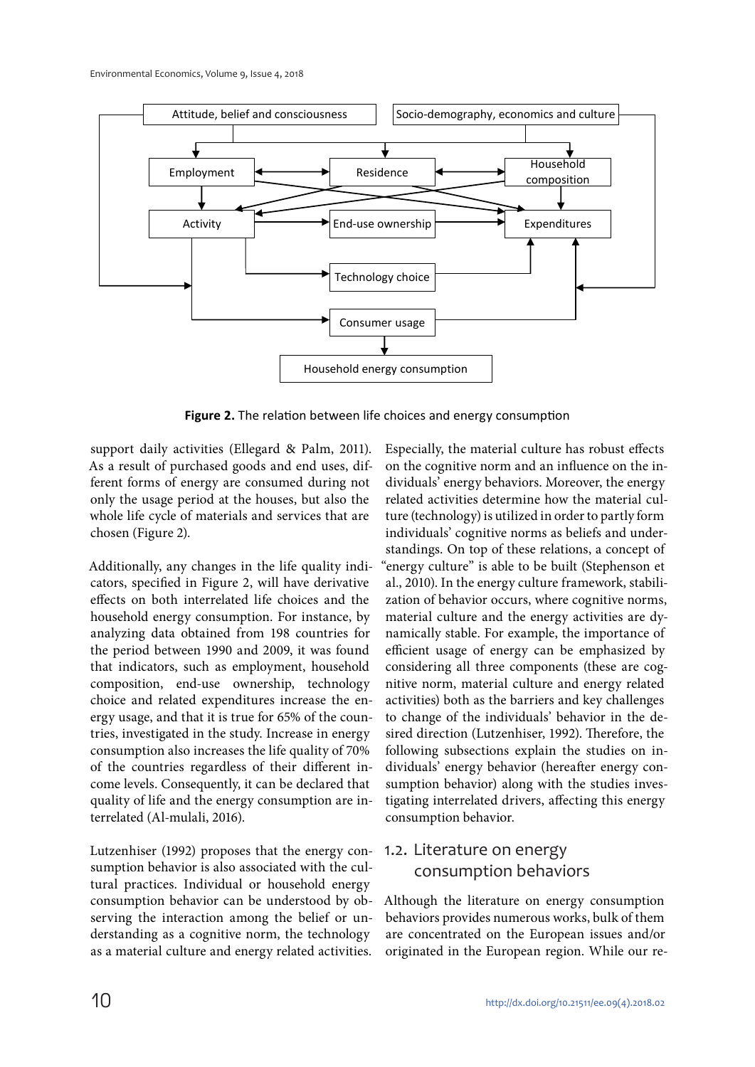Figure 2. The relation between life choices and energy consumption

support daily activities (Ellegard & Palm, 2011). As a result of purchased goods and end uses, different forms of energy are consumed during not only the usage period at the houses, but also the whole life cycle of materials and services that are chosen (Figure 2).

Additionally, any changes in the life quality indicators, specified in Figure 2, will have derivative effects on both interrelated life choices and the household energy consumption. For instance, by analyzing data obtained from 198 countries for the period between 1990 and 2009, it was found that indicators, such as employment, household composition, end-use ownership, technology choice and related expenditures increase the energy usage, and that it is true for 65% of the countries, investigated in the study. Increase in energy consumption also increases the life quality of 70% of the countries regardless of their different income levels. Consequently, it can be declared that quality of life and the energy consumption are interrelated (Al-mulali, 2016).

Lutzenhiser (1992) proposes that the energy consumption behavior is also associated with the cultural practices. Individual or household energy consumption behavior can be understood by observing the interaction among the belief or understanding as a cognitive norm, the technology as a material culture and energy related activities. Especially, the material culture has robust effects on the cognitive norm and an influence on the individuals' energy behaviors. Moreover, the energy related activities determine how the material culture (technology) is utilized in order to partly form individuals' cognitive norms as beliefs and understandings. On top of these relations, a concept of "energy culture" is able to be built (Stephenson et al., 2010). In the energy culture framework, stabilization of behavior occurs, where cognitive norms, material culture and the energy activities are dynamically stable. For example, the importance of efficient usage of energy can be emphasized by considering all three components (these are cognitive norm, material culture and energy related activities) both as the barriers and key challenges to change of the individuals' behavior in the desired direction (Lutzenhiser, 1992). Therefore, the following subsections explain the studies on individuals' energy behavior (hereafter energy consumption behavior) along with the studies investigating interrelated drivers, affecting this energy consumption behavior.

## 1.2. Literature on energy consumption behaviors

Although the literature on energy consumption behaviors provides numerous works, bulk of them are concentrated on the European issues and/or originated in the European region. While our re-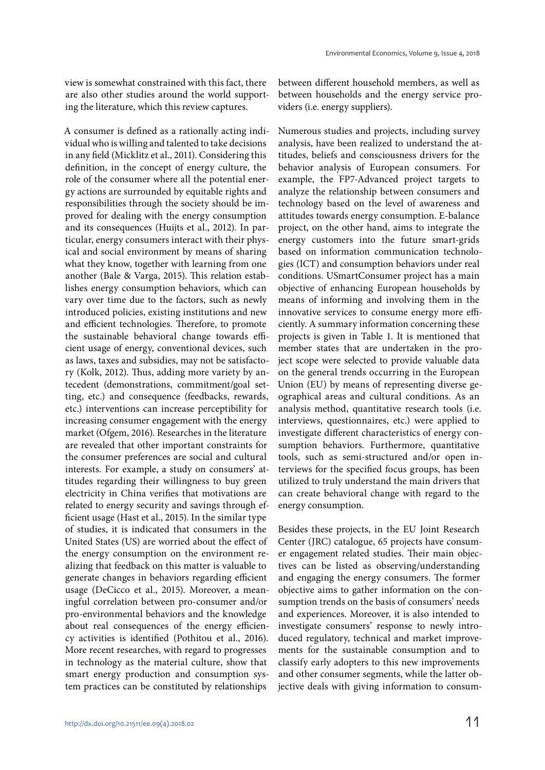view is somewhat constrained with this fact, there are also other studies around the world supporting the literature, which this review captures.

A consumer is defined as a rationally acting individual who is willing and talented to take decisions in any field (Micklitz et al., 2011). Considering this definition, in the concept of energy culture, the role of the consumer where all the potential energy actions are surrounded by equitable rights and responsibilities through the society should be improved for dealing with the energy consumption and its consequences (Huijts et al., 2012). In particular, energy consumers interact with their physical and social environment by means of sharing what they know, together with learning from one another (Bale & Varga, 2015). This relation establishes energy consumption behaviors, which can vary over time due to the factors, such as newly introduced policies, existing institutions and new and efficient technologies. Therefore, to promote the sustainable behavioral change towards efficient usage of energy, conventional devices, such as laws, taxes and subsidies, may not be satisfactory (Kolk, 2012). Thus, adding more variety by antecedent (demonstrations, commitment/goal setting, etc.) and consequence (feedbacks, rewards, etc.) interventions can increase perceptibility for increasing consumer engagement with the energy market (Ofgem, 2016). Researches in the literature are revealed that other important constraints for the consumer preferences are social and cultural interests. For example, a study on consumers' attitudes regarding their willingness to buy green electricity in China verifies that motivations are related to energy security and savings through efficient usage (Hast et al., 2015). In the similar type of studies, it is indicated that consumers in the United States (US) are worried about the effect of the energy consumption on the environment realizing that feedback on this matter is valuable to generate changes in behaviors regarding efficient usage (DeCicco et al., 2015). Moreover, a meaningful correlation between pro-consumer and/or pro-environmental behaviors and the knowledge about real consequences of the energy efficiency activities is identified (Pothitou et al., 2016). More recent researches, with regard to progresses in technology as the material culture, show that smart energy production and consumption system practices can be constituted by relationships between different household members, as well as between households and the energy service providers (i.e. energy suppliers).

Numerous studies and projects, including survey analysis, have been realized to understand the attitudes, beliefs and consciousness drivers for the behavior analysis of European consumers. For example, the FP7-Advanced project targets to analyze the relationship between consumers and technology based on the level of awareness and attitudes towards energy consumption. E-balance project, on the other hand, aims to integrate the energy customers into the future smart-grids based on information communication technologies (ICT) and consumption behaviors under real conditions. USmartConsumer project has a main objective of enhancing European households by means of informing and involving them in the innovative services to consume energy more efficiently. A summary information concerning these projects is given in Table 1. It is mentioned that member states that are undertaken in the project scope were selected to provide valuable data on the general trends occurring in the European Union (EU) by means of representing diverse geographical areas and cultural conditions. As an analysis method, quantitative research tools (i.e. interviews, questionnaires, etc.) were applied to investigate different characteristics of energy consumption behaviors. Furthermore, quantitative tools, such as semi-structured and/or open interviews for the specified focus groups, has been utilized to truly understand the main drivers that can create behavioral change with regard to the energy consumption.

Besides these projects, in the EU Joint Research Center (JRC) catalogue, 65 projects have consumer engagement related studies. Their main objectives can be listed as observing/understanding and engaging the energy consumers. The former objective aims to gather information on the consumption trends on the basis of consumers' needs and experiences. Moreover, it is also intended to investigate consumers' response to newly introduced regulatory, technical and market improvements for the sustainable consumption and to classify early adopters to this new improvements and other consumer segments, while the latter objective deals with giving information to consum-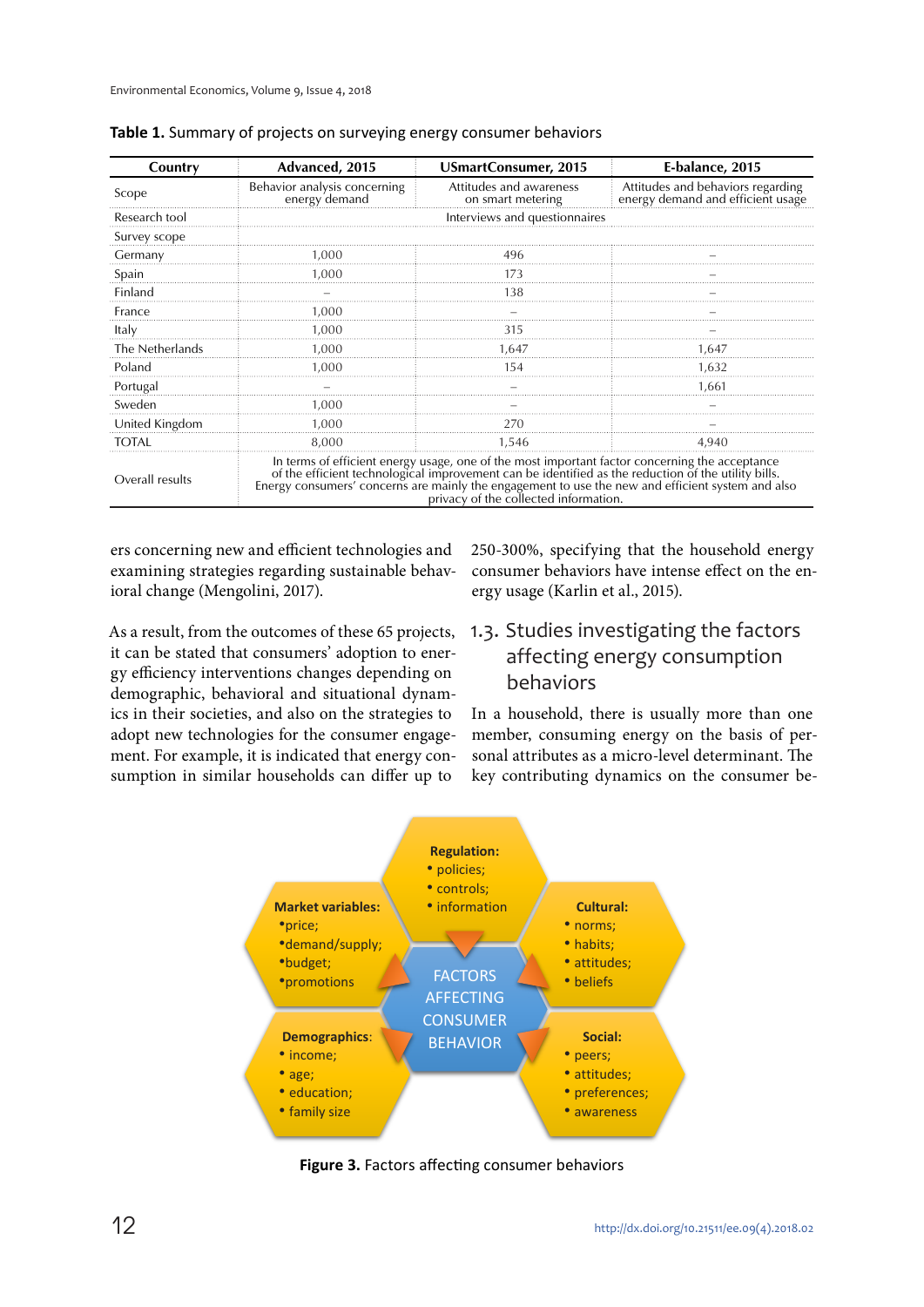**Table 1.** Summary of projects on surveying energy consumer behaviors

| Country | Advanced, 2015 | USmartConsumer, 2015 | E-balance, 2015 |
|---|---|---|---|
| Scope | Behavior analysis concerning energy demand | Attitudes and awareness on smart metering | Attitudes and behaviors regarding energy demand and efficient usage |
| Research tool | Interviews and questionnaires | | |
| Survey scope | | | |
| Germany | 1,000 | 496 | – |
| Spain | 1,000 | 173 | – |
| Finland | – | 138 | – |
| France | 1,000 | – | – |
| Italy | 1,000 | 315 | – |
| The Netherlands | 1,000 | 1,647 | 1,647 |
| Poland | 1,000 | 154 | 1,632 |
| Portugal | – | – | 1,661 |
| Sweden | 1,000 | – | – |
| United Kingdom | 1,000 | 270 | – |
| TOTAL | 8,000 | 1,546 | 4,940 |
| Overall results | In terms of efficient energy usage, one of the most important factor concerning the acceptance of the efficient technological improvement can be identified as the reduction of the utility bills. Energy consumers' concerns are mainly the engagement to use the new and efficient system and also privacy of the collected information. | | |

ers concerning new and efficient technologies and examining strategies regarding sustainable behavioral change (Mengolini, 2017).

As a result, from the outcomes of these 65 projects, it can be stated that consumers' adoption to energy efficiency interventions changes depending on demographic, behavioral and situational dynamics in their societies, and also on the strategies to adopt new technologies for the consumer engagement. For example, it is indicated that energy consumption in similar households can differ up to 250-300%, specifying that the household energy consumer behaviors have intense effect on the energy usage (Karlin et al., 2015).

## 1.3. Studies investigating the factors affecting energy consumption behaviors

In a household, there is usually more than one member, consuming energy on the basis of personal attributes as a micro-level determinant. The key contributing dynamics on the consumer be-

**Regulation:**
- policies;
- controls;
- information

**Market variables:**
- price;
- demand/supply;
- budget;
- promotions

**Cultural:**
- norms;
- habits;
- attitudes;
- beliefs

FACTORS AFFECTING CONSUMER BEHAVIOR

**Demographics:**
- income;
- age;
- education;
- family size

**Social:**
- peers;
- attitudes;
- preferences;
- awareness

**Figure 3.** Factors affecting consumer behaviors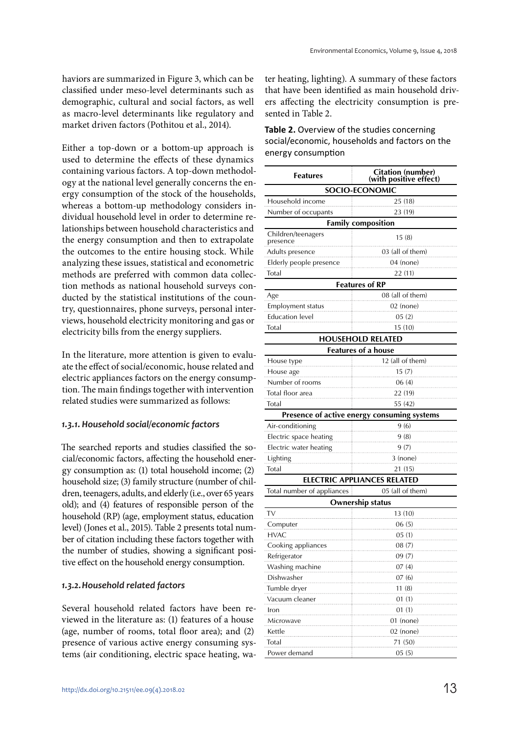haviors are summarized in Figure 3, which can be classified under meso-level determinants such as demographic, cultural and social factors, as well as macro-level determinants like regulatory and market driven factors (Pothitou et al., 2014).

Either a top-down or a bottom-up approach is used to determine the effects of these dynamics containing various factors. A top-down methodology at the national level generally concerns the energy consumption of the stock of the households, whereas a bottom-up methodology considers individual household level in order to determine relationships between household characteristics and the energy consumption and then to extrapolate the outcomes to the entire housing stock. While analyzing these issues, statistical and econometric methods are preferred with common data collection methods as national household surveys conducted by the statistical institutions of the country, questionnaires, phone surveys, personal interviews, household electricity monitoring and gas or electricity bills from the energy suppliers.

In the literature, more attention is given to evaluate the effect of social/economic, house related and electric appliances factors on the energy consumption. The main findings together with intervention related studies were summarized as follows:

#### *1.3.1. Household social/economic factors*

The searched reports and studies classified the social/economic factors, affecting the household energy consumption as: (1) total household income; (2) household size; (3) family structure (number of children, teenagers, adults, and elderly (i.e., over 65 years old); and (4) features of responsible person of the household (RP) (age, employment status, education level) (Jones et al., 2015). Table 2 presents total number of citation including these factors together with the number of studies, showing a significant positive effect on the household energy consumption.

#### *1.3.2. Household related factors*

Several household related factors have been reviewed in the literature as: (1) features of a house (age, number of rooms, total floor area); and (2) presence of various active energy consuming systems (air conditioning, electric space heating, water heating, lighting). A summary of these factors that have been identified as main household drivers affecting the electricity consumption is presented in Table 2.

**Table 2.** Overview of the studies concerning social/economic, households and factors on the energy consumption

| Features | Citation (number) (with positive effect) |
|---|---|
| **SOCIO-ECONOMIC** | |
| Household income | 25 (18) |
| Number of occupants | 23 (19) |
| **Family composition** | |
| Children/teenagers presence | 15 (8) |
| Adults presence | 03 (all of them) |
| Elderly people presence | 04 (none) |
| Total | 22 (11) |
| **Features of RP** | |
| Age | 08 (all of them) |
| Employment status | 02 (none) |
| Education level | 05 (2) |
| Total | 15 (10) |
| **HOUSEHOLD RELATED** | |
| **Features of a house** | |
| House type | 12 (all of them) |
| House age | 15 (7) |
| Number of rooms | 06 (4) |
| Total floor area | 22 (19) |
| Total | 55 (42) |
| **Presence of active energy consuming systems** | |
| Air-conditioning | 9 (6) |
| Electric space heating | 9 (8) |
| Electric water heating | 9 (7) |
| Lighting | 3 (none) |
| Total | 21 (15) |
| **ELECTRIC APPLIANCES RELATED** | |
| Total number of appliances | 05 (all of them) |
| **Ownership status** | |
| TV | 13 (10) |
| Computer | 06 (5) |
| HVAC | 05 (1) |
| Cooking appliances | 08 (7) |
| Refrigerator | 09 (7) |
| Washing machine | 07 (4) |
| Dishwasher | 07 (6) |
| Tumble dryer | 11 (8) |
| Vacuum cleaner | 01 (1) |
| Iron | 01 (1) |
| Microwave | 01 (none) |
| Kettle | 02 (none) |
| Total | 71 (50) |
| Power demand | 05 (5) |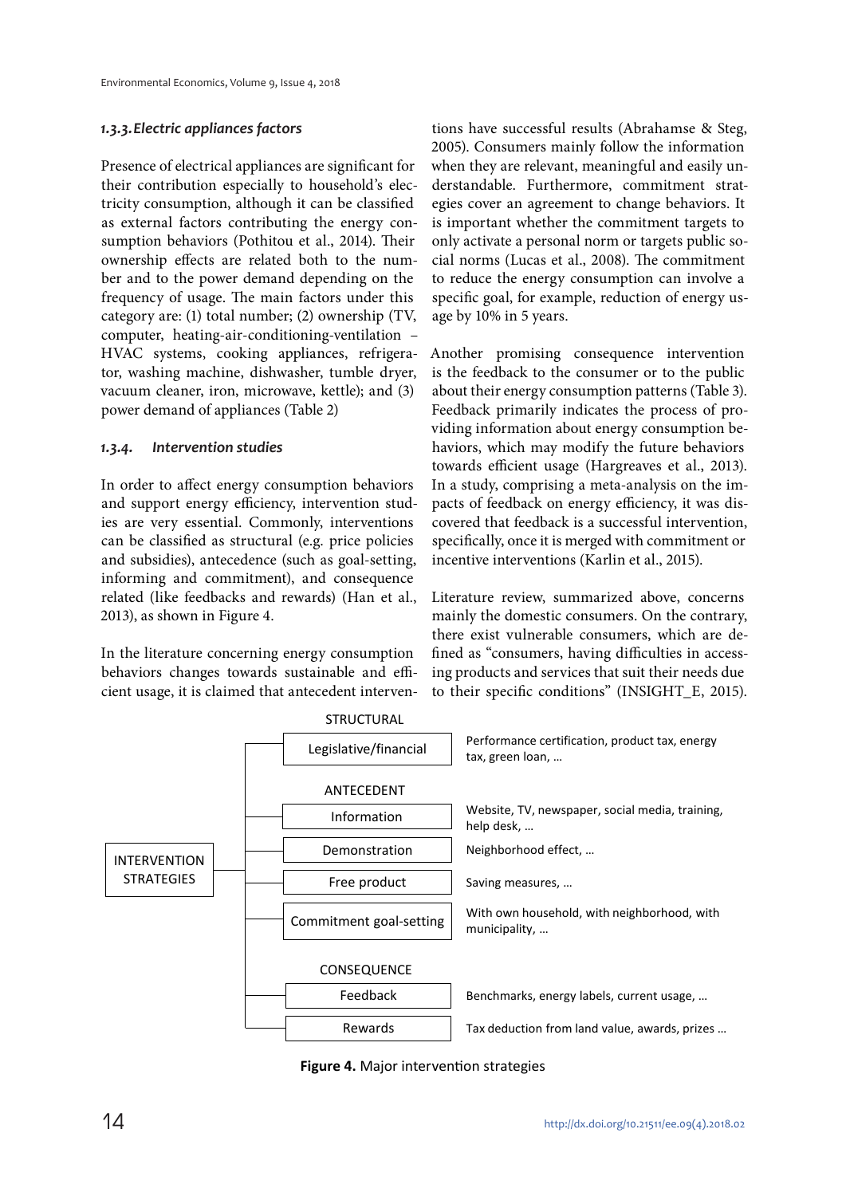#### *1.3.3. Electric appliances factors*

Presence of electrical appliances are significant for their contribution especially to household's electricity consumption, although it can be classified as external factors contributing the energy consumption behaviors (Pothitou et al., 2014). Their ownership effects are related both to the number and to the power demand depending on the frequency of usage. The main factors under this category are: (1) total number; (2) ownership (TV, computer, heating-air-conditioning-ventilation – HVAC systems, cooking appliances, refrigerator, washing machine, dishwasher, tumble dryer, vacuum cleaner, iron, microwave, kettle); and (3) power demand of appliances (Table 2)

#### *1.3.4. Intervention studies*

In order to affect energy consumption behaviors and support energy efficiency, intervention studies are very essential. Commonly, interventions can be classified as structural (e.g. price policies and subsidies), antecedence (such as goal-setting, informing and commitment), and consequence related (like feedbacks and rewards) (Han et al., 2013), as shown in Figure 4.

In the literature concerning energy consumption behaviors changes towards sustainable and efficient usage, it is claimed that antecedent interventions have successful results (Abrahamse & Steg, 2005). Consumers mainly follow the information when they are relevant, meaningful and easily understandable. Furthermore, commitment strategies cover an agreement to change behaviors. It is important whether the commitment targets to only activate a personal norm or targets public social norms (Lucas et al., 2008). The commitment to reduce the energy consumption can involve a specific goal, for example, reduction of energy usage by 10% in 5 years.

Another promising consequence intervention is the feedback to the consumer or to the public about their energy consumption patterns (Table 3). Feedback primarily indicates the process of providing information about energy consumption behaviors, which may modify the future behaviors towards efficient usage (Hargreaves et al., 2013). In a study, comprising a meta-analysis on the impacts of feedback on energy efficiency, it was discovered that feedback is a successful intervention, specifically, once it is merged with commitment or incentive interventions (Karlin et al., 2015).

Literature review, summarized above, concerns mainly the domestic consumers. On the contrary, there exist vulnerable consumers, which are defined as "consumers, having difficulties in accessing products and services that suit their needs due to their specific conditions" (INSIGHT_E, 2015).

INTERVENTION STRATEGIES

STRUCTURAL
- Legislative/financial — Performance certification, product tax, energy tax, green loan, …

ANTECEDENT
- Information — Website, TV, newspaper, social media, training, help desk, …
- Demonstration — Neighborhood effect, …
- Free product — Saving measures, …
- Commitment goal-setting — With own household, with neighborhood, with municipality, …

CONSEQUENCE
- Feedback — Benchmarks, energy labels, current usage, …
- Rewards — Tax deduction from land value, awards, prizes …

**Figure 4.** Major intervention strategies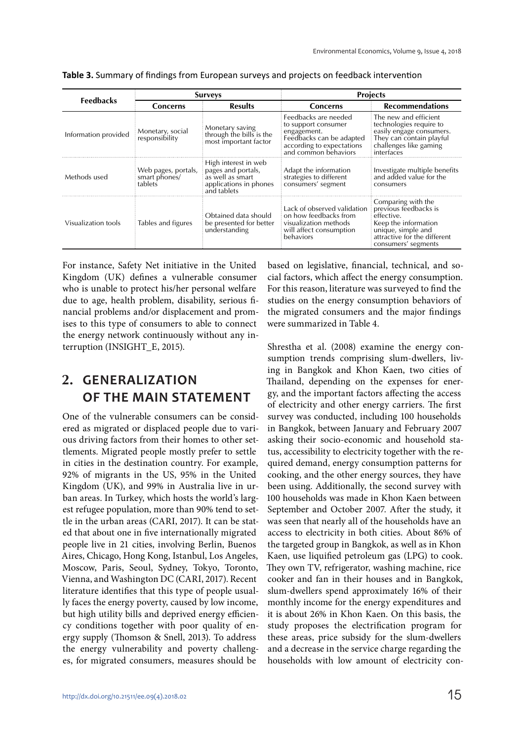**Table 3.** Summary of findings from European surveys and projects on feedback intervention

| Feedbacks | Surveys | | Projects | |
|---|---|---|---|---|
| | Concerns | Results | Concerns | Recommendations |
| Information provided | Monetary, social responsibility | Monetary saving through the bills is the most important factor | Feedbacks are needed to support consumer engagement. Feedbacks can be adapted according to expectations and common behaviors | The new and efficient technologies require to easily engage consumers. They can contain playful challenges like gaming interfaces |
| Methods used | Web pages, portals, smart phones/ tablets | High interest in web pages and portals, as well as smart applications in phones and tablets | Adapt the information strategies to different consumers' segment | Investigate multiple benefits and added value for the consumers |
| Visualization tools | Tables and figures | Obtained data should be presented for better understanding | Lack of observed validation on how feedbacks from visualization methods will affect consumption behaviors | Comparing with the previous feedbacks is effective. Keep the information unique, simple and attractive for the different consumers' segments |

For instance, Safety Net initiative in the United Kingdom (UK) defines a vulnerable consumer who is unable to protect his/her personal welfare due to age, health problem, disability, serious financial problems and/or displacement and promises to this type of consumers to able to connect the energy network continuously without any interruption (INSIGHT_E, 2015).

## 2. GENERALIZATION OF THE MAIN STATEMENT

One of the vulnerable consumers can be considered as migrated or displaced people due to various driving factors from their homes to other settlements. Migrated people mostly prefer to settle in cities in the destination country. For example, 92% of migrants in the US, 95% in the United Kingdom (UK), and 99% in Australia live in urban areas. In Turkey, which hosts the world's largest refugee population, more than 90% tend to settle in the urban areas (CARI, 2017). It can be stated that about one in five internationally migrated people live in 21 cities, involving Berlin, Buenos Aires, Chicago, Hong Kong, Istanbul, Los Angeles, Moscow, Paris, Seoul, Sydney, Tokyo, Toronto, Vienna, and Washington DC (CARI, 2017). Recent literature identifies that this type of people usually faces the energy poverty, caused by low income, but high utility bills and deprived energy efficiency conditions together with poor quality of energy supply (Thomson & Snell, 2013). To address the energy vulnerability and poverty challenges, for migrated consumers, measures should be based on legislative, financial, technical, and social factors, which affect the energy consumption. For this reason, literature was surveyed to find the studies on the energy consumption behaviors of the migrated consumers and the major findings were summarized in Table 4.

Shrestha et al. (2008) examine the energy consumption trends comprising slum-dwellers, living in Bangkok and Khon Kaen, two cities of Thailand, depending on the expenses for energy, and the important factors affecting the access of electricity and other energy carriers. The first survey was conducted, including 100 households in Bangkok, between January and February 2007 asking their socio-economic and household status, accessibility to electricity together with the required demand, energy consumption patterns for cooking, and the other energy sources, they have been using. Additionally, the second survey with 100 households was made in Khon Kaen between September and October 2007. After the study, it was seen that nearly all of the households have an access to electricity in both cities. About 86% of the targeted group in Bangkok, as well as in Khon Kaen, use liquified petroleum gas (LPG) to cook. They own TV, refrigerator, washing machine, rice cooker and fan in their houses and in Bangkok, slum-dwellers spend approximately 16% of their monthly income for the energy expenditures and it is about 26% in Khon Kaen. On this basis, the study proposes the electrification program for these areas, price subsidy for the slum-dwellers and a decrease in the service charge regarding the households with low amount of electricity con-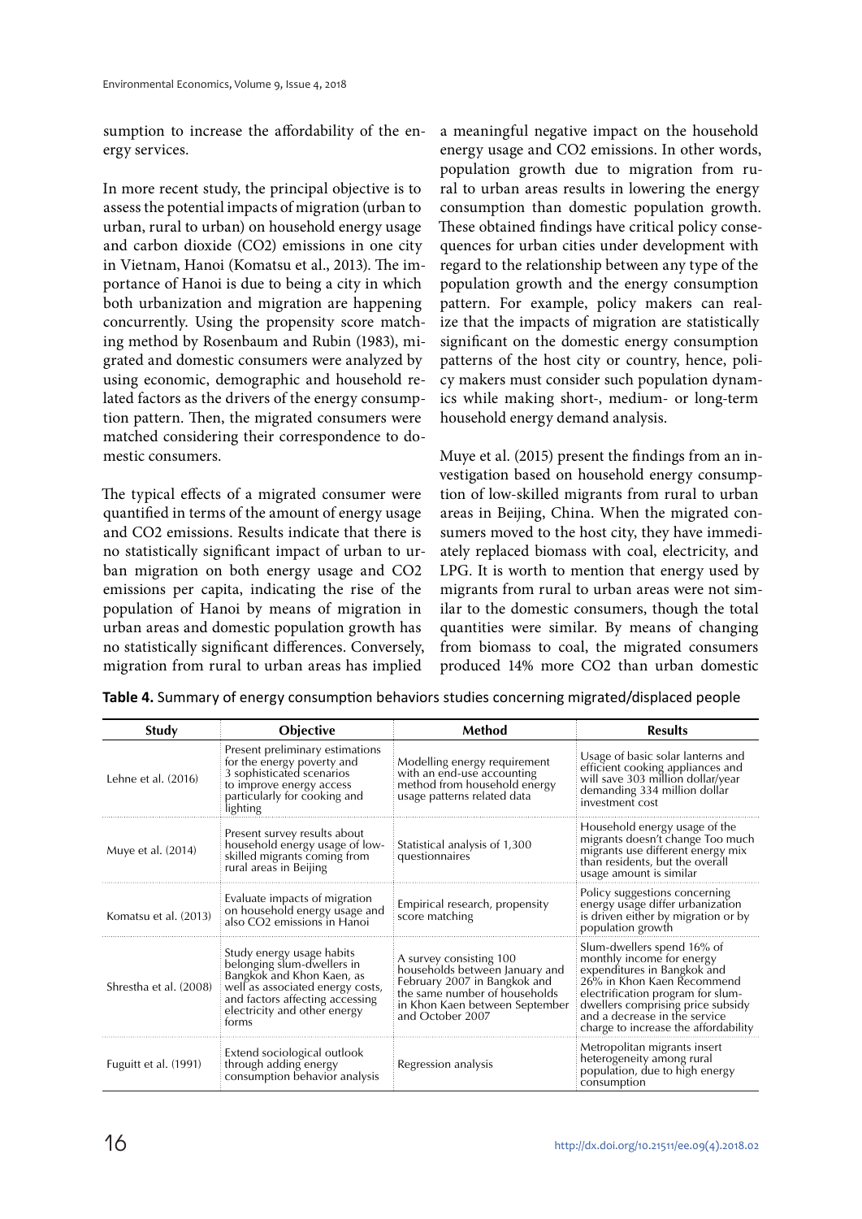sumption to increase the affordability of the energy services.

In more recent study, the principal objective is to assess the potential impacts of migration (urban to urban, rural to urban) on household energy usage and carbon dioxide ($CO_2$) emissions in one city in Vietnam, Hanoi (Komatsu et al., 2013). The importance of Hanoi is due to being a city in which both urbanization and migration are happening concurrently. Using the propensity score matching method by Rosenbaum and Rubin (1983), migrated and domestic consumers were analyzed by using economic, demographic and household related factors as the drivers of the energy consumption pattern. Then, the migrated consumers were matched considering their correspondence to domestic consumers.

The typical effects of a migrated consumer were quantified in terms of the amount of energy usage and $CO_2$ emissions. Results indicate that there is no statistically significant impact of urban to urban migration on both energy usage and $CO_2$ emissions per capita, indicating the rise of the population of Hanoi by means of migration in urban areas and domestic population growth has no statistically significant differences. Conversely, migration from rural to urban areas has implied a meaningful negative impact on the household energy usage and $CO_2$ emissions. In other words, population growth due to migration from rural to urban areas results in lowering the energy consumption than domestic population growth. These obtained findings have critical policy consequences for urban cities under development with regard to the relationship between any type of the population growth and the energy consumption pattern. For example, policy makers can realize that the impacts of migration are statistically significant on the domestic energy consumption patterns of the host city or country, hence, policy makers must consider such population dynamics while making short-, medium- or long-term household energy demand analysis.

Muye et al. (2015) present the findings from an investigation based on household energy consumption of low-skilled migrants from rural to urban areas in Beijing, China. When the migrated consumers moved to the host city, they have immediately replaced biomass with coal, electricity, and LPG. It is worth to mention that energy used by migrants from rural to urban areas were not similar to the domestic consumers, though the total quantities were similar. By means of changing from biomass to coal, the migrated consumers produced 14% more $CO_2$ than urban domestic

**Table 4.** Summary of energy consumption behaviors studies concerning migrated/displaced people

| Study | Objective | Method | Results |
|---|---|---|---|
| Lehne et al. (2016) | Present preliminary estimations for the energy poverty and 3 sophisticated scenarios to improve energy access particularly for cooking and lighting | Modelling energy requirement with an end-use accounting method from household energy usage patterns related data | Usage of basic solar lanterns and efficient cooking appliances and will save 303 million dollar/year demanding 334 million dollar investment cost |
| Muye et al. (2014) | Present survey results about household energy usage of low-skilled migrants coming from rural areas in Beijing | Statistical analysis of 1,300 questionnaires | Household energy usage of the migrants doesn't change Too much migrants use different energy mix than residents, but the overall usage amount is similar |
| Komatsu et al. (2013) | Evaluate impacts of migration on household energy usage and also $CO_2$ emissions in Hanoi | Empirical research, propensity score matching | Policy suggestions concerning energy usage differ urbanization is driven either by migration or by population growth |
| Shrestha et al. (2008) | Study energy usage habits belonging slum-dwellers in Bangkok and Khon Kaen, as well as associated energy costs, and factors affecting accessing electricity and other energy forms | A survey consisting 100 households between January and February 2007 in Bangkok and the same number of households in Khon Kaen between September and October 2007 | Slum-dwellers spend 16% of monthly income for energy expenditures in Bangkok and 26% in Khon Kaen Recommend electrification program for slum-dwellers comprising price subsidy and a decrease in the service charge to increase the affordability |
| Fuguitt et al. (1991) | Extend sociological outlook through adding energy consumption behavior analysis | Regression analysis | Metropolitan migrants insert heterogeneity among rural population, due to high energy consumption |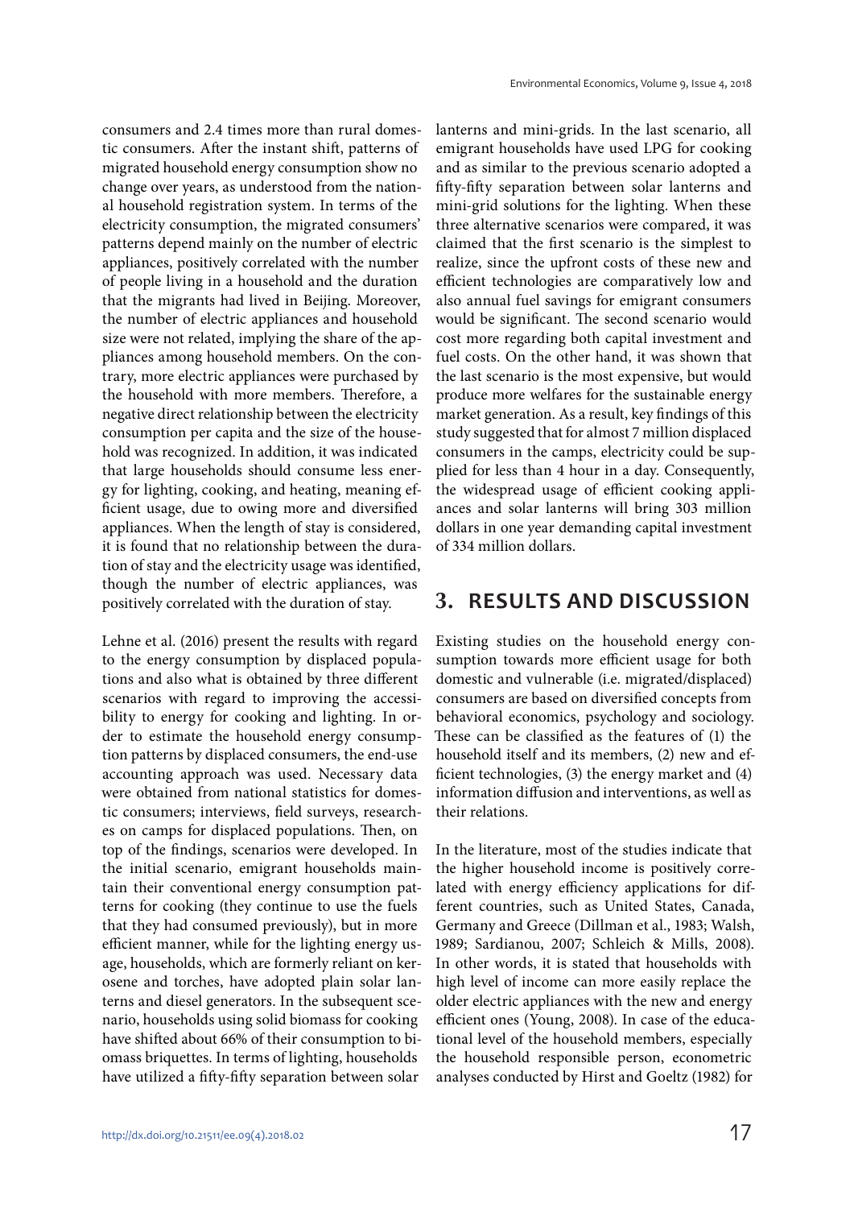consumers and 2.4 times more than rural domestic consumers. After the instant shift, patterns of migrated household energy consumption show no change over years, as understood from the national household registration system. In terms of the electricity consumption, the migrated consumers' patterns depend mainly on the number of electric appliances, positively correlated with the number of people living in a household and the duration that the migrants had lived in Beijing. Moreover, the number of electric appliances and household size were not related, implying the share of the appliances among household members. On the contrary, more electric appliances were purchased by the household with more members. Therefore, a negative direct relationship between the electricity consumption per capita and the size of the household was recognized. In addition, it was indicated that large households should consume less energy for lighting, cooking, and heating, meaning efficient usage, due to owing more and diversified appliances. When the length of stay is considered, it is found that no relationship between the duration of stay and the electricity usage was identified, though the number of electric appliances, was positively correlated with the duration of stay.

Lehne et al. (2016) present the results with regard to the energy consumption by displaced populations and also what is obtained by three different scenarios with regard to improving the accessibility to energy for cooking and lighting. In order to estimate the household energy consumption patterns by displaced consumers, the end-use accounting approach was used. Necessary data were obtained from national statistics for domestic consumers; interviews, field surveys, researches on camps for displaced populations. Then, on top of the findings, scenarios were developed. In the initial scenario, emigrant households maintain their conventional energy consumption patterns for cooking (they continue to use the fuels that they had consumed previously), but in more efficient manner, while for the lighting energy usage, households, which are formerly reliant on kerosene and torches, have adopted plain solar lanterns and diesel generators. In the subsequent scenario, households using solid biomass for cooking have shifted about 66% of their consumption to biomass briquettes. In terms of lighting, households have utilized a fifty-fifty separation between solar lanterns and mini-grids. In the last scenario, all emigrant households have used LPG for cooking and as similar to the previous scenario adopted a fifty-fifty separation between solar lanterns and mini-grid solutions for the lighting. When these three alternative scenarios were compared, it was claimed that the first scenario is the simplest to realize, since the upfront costs of these new and efficient technologies are comparatively low and also annual fuel savings for emigrant consumers would be significant. The second scenario would cost more regarding both capital investment and fuel costs. On the other hand, it was shown that the last scenario is the most expensive, but would produce more welfares for the sustainable energy market generation. As a result, key findings of this study suggested that for almost 7 million displaced consumers in the camps, electricity could be supplied for less than 4 hour in a day. Consequently, the widespread usage of efficient cooking appliances and solar lanterns will bring 303 million dollars in one year demanding capital investment of 334 million dollars.

## 3. RESULTS AND DISCUSSION

Existing studies on the household energy consumption towards more efficient usage for both domestic and vulnerable (i.e. migrated/displaced) consumers are based on diversified concepts from behavioral economics, psychology and sociology. These can be classified as the features of (1) the household itself and its members, (2) new and efficient technologies, (3) the energy market and (4) information diffusion and interventions, as well as their relations.

In the literature, most of the studies indicate that the higher household income is positively correlated with energy efficiency applications for different countries, such as United States, Canada, Germany and Greece (Dillman et al., 1983; Walsh, 1989; Sardianou, 2007; Schleich & Mills, 2008). In other words, it is stated that households with high level of income can more easily replace the older electric appliances with the new and energy efficient ones (Young, 2008). In case of the educational level of the household members, especially the household responsible person, econometric analyses conducted by Hirst and Goeltz (1982) for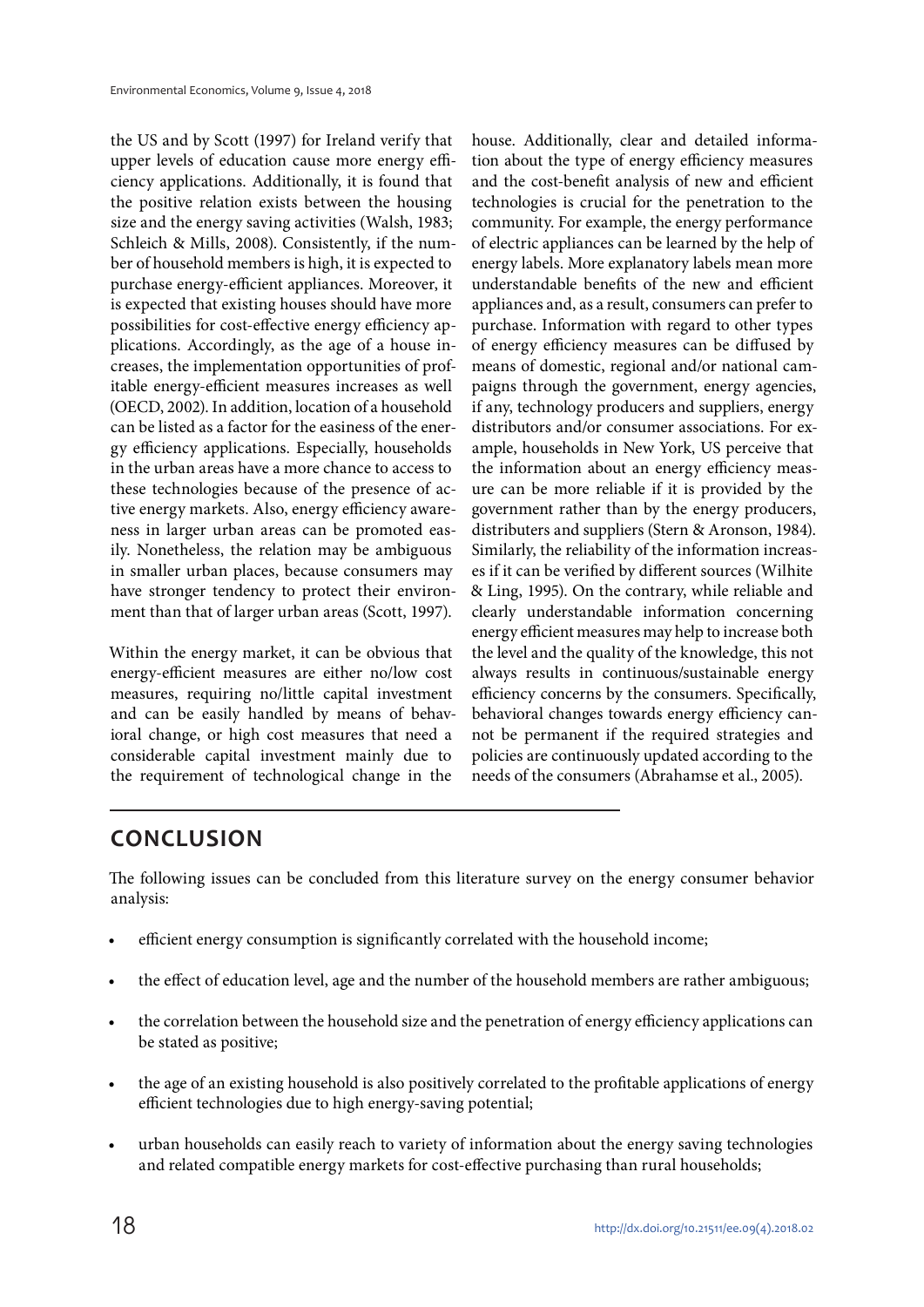the US and by Scott (1997) for Ireland verify that upper levels of education cause more energy efficiency applications. Additionally, it is found that the positive relation exists between the housing size and the energy saving activities (Walsh, 1983; Schleich & Mills, 2008). Consistently, if the number of household members is high, it is expected to purchase energy-efficient appliances. Moreover, it is expected that existing houses should have more possibilities for cost-effective energy efficiency applications. Accordingly, as the age of a house increases, the implementation opportunities of profitable energy-efficient measures increases as well (OECD, 2002). In addition, location of a household can be listed as a factor for the easiness of the energy efficiency applications. Especially, households in the urban areas have a more chance to access to these technologies because of the presence of active energy markets. Also, energy efficiency awareness in larger urban areas can be promoted easily. Nonetheless, the relation may be ambiguous in smaller urban places, because consumers may have stronger tendency to protect their environment than that of larger urban areas (Scott, 1997).

Within the energy market, it can be obvious that energy-efficient measures are either no/low cost measures, requiring no/little capital investment and can be easily handled by means of behavioral change, or high cost measures that need a considerable capital investment mainly due to the requirement of technological change in the house. Additionally, clear and detailed information about the type of energy efficiency measures and the cost-benefit analysis of new and efficient technologies is crucial for the penetration to the community. For example, the energy performance of electric appliances can be learned by the help of energy labels. More explanatory labels mean more understandable benefits of the new and efficient appliances and, as a result, consumers can prefer to purchase. Information with regard to other types of energy efficiency measures can be diffused by means of domestic, regional and/or national campaigns through the government, energy agencies, if any, technology producers and suppliers, energy distributors and/or consumer associations. For example, households in New York, US perceive that the information about an energy efficiency measure can be more reliable if it is provided by the government rather than by the energy producers, distributers and suppliers (Stern & Aronson, 1984). Similarly, the reliability of the information increases if it can be verified by different sources (Wilhite & Ling, 1995). On the contrary, while reliable and clearly understandable information concerning energy efficient measures may help to increase both the level and the quality of the knowledge, this not always results in continuous/sustainable energy efficiency concerns by the consumers. Specifically, behavioral changes towards energy efficiency cannot be permanent if the required strategies and policies are continuously updated according to the needs of the consumers (Abrahamse et al., 2005).

## CONCLUSION

The following issues can be concluded from this literature survey on the energy consumer behavior analysis:

- efficient energy consumption is significantly correlated with the household income;
- the effect of education level, age and the number of the household members are rather ambiguous;
- the correlation between the household size and the penetration of energy efficiency applications can be stated as positive;
- the age of an existing household is also positively correlated to the profitable applications of energy efficient technologies due to high energy-saving potential;
- urban households can easily reach to variety of information about the energy saving technologies and related compatible energy markets for cost-effective purchasing than rural households;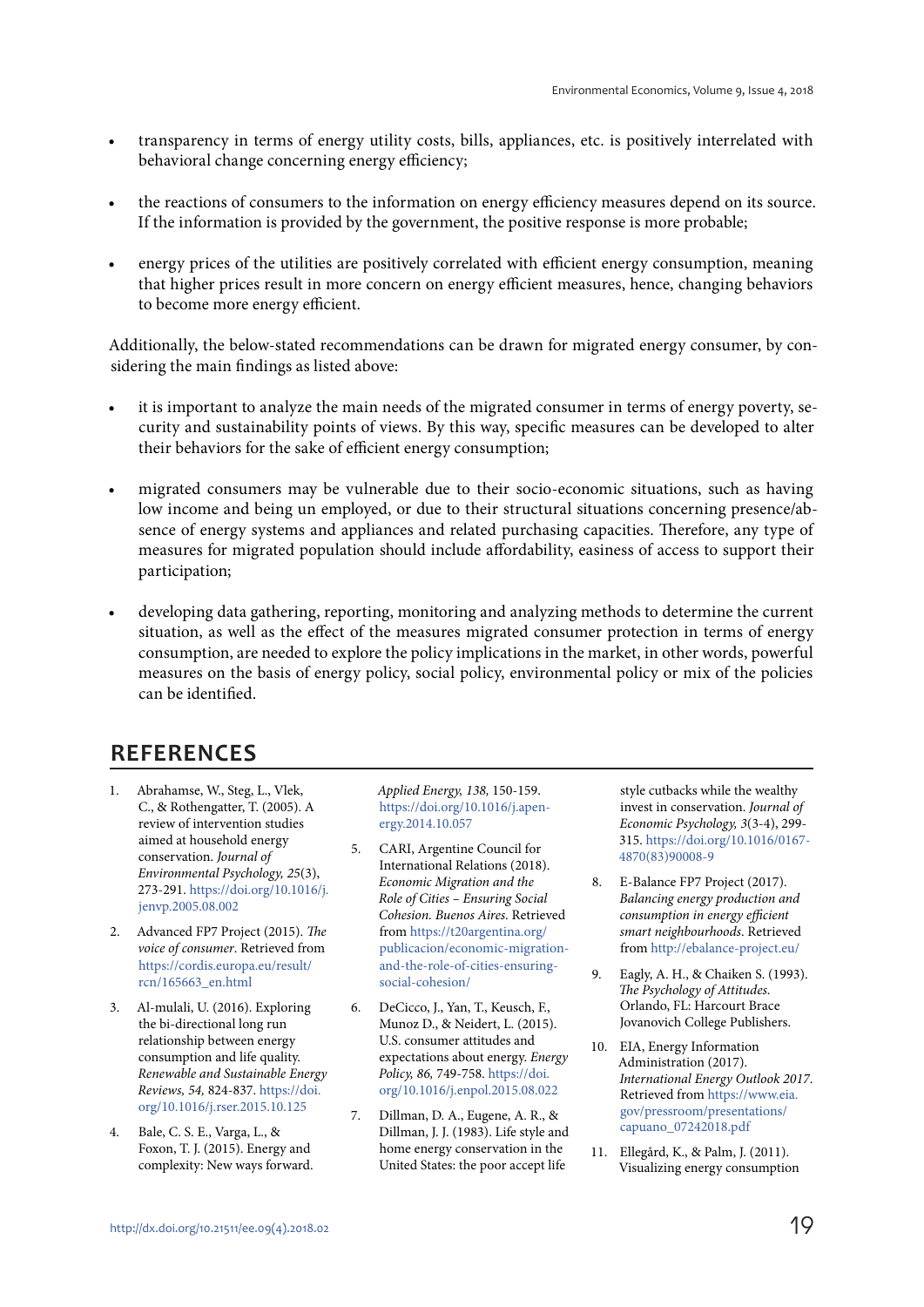- transparency in terms of energy utility costs, bills, appliances, etc. is positively interrelated with behavioral change concerning energy efficiency;
- the reactions of consumers to the information on energy efficiency measures depend on its source. If the information is provided by the government, the positive response is more probable;
- energy prices of the utilities are positively correlated with efficient energy consumption, meaning that higher prices result in more concern on energy efficient measures, hence, changing behaviors to become more energy efficient.

Additionally, the below-stated recommendations can be drawn for migrated energy consumer, by considering the main findings as listed above:

- it is important to analyze the main needs of the migrated consumer in terms of energy poverty, security and sustainability points of views. By this way, specific measures can be developed to alter their behaviors for the sake of efficient energy consumption;
- migrated consumers may be vulnerable due to their socio-economic situations, such as having low income and being un employed, or due to their structural situations concerning presence/absence of energy systems and appliances and related purchasing capacities. Therefore, any type of measures for migrated population should include affordability, easiness of access to support their participation;
- developing data gathering, reporting, monitoring and analyzing methods to determine the current situation, as well as the effect of the measures migrated consumer protection in terms of energy consumption, are needed to explore the policy implications in the market, in other words, powerful measures on the basis of energy policy, social policy, environmental policy or mix of the policies can be identified.

## REFERENCES

1. Abrahamse, W., Steg, L., Vlek, C., & Rothengatter, T. (2005). A review of intervention studies aimed at household energy conservation. *Journal of Environmental Psychology, 25*(3), 273-291. https://doi.org/10.1016/j.jenvp.2005.08.002
2. Advanced FP7 Project (2015). *The voice of consumer*. Retrieved from https://cordis.europa.eu/result/rcn/165663_en.html
3. Al-mulali, U. (2016). Exploring the bi-directional long run relationship between energy consumption and life quality. *Renewable and Sustainable Energy Reviews, 54,* 824-837. https://doi.org/10.1016/j.rser.2015.10.125
4. Bale, C. S. E., Varga, L., & Foxon, T. J. (2015). Energy and complexity: New ways forward. *Applied Energy, 138,* 150-159. https://doi.org/10.1016/j.apenergy.2014.10.057
5. CARI, Argentine Council for International Relations (2018). *Economic Migration and the Role of Cities – Ensuring Social Cohesion. Buenos Aires.* Retrieved from https://t20argentina.org/publicacion/economic-migration-and-the-role-of-cities-ensuring-social-cohesion/
6. DeCicco, J., Yan, T., Keusch, F., Munoz D., & Neidert, L. (2015). U.S. consumer attitudes and expectations about energy. *Energy Policy, 86,* 749-758. https://doi.org/10.1016/j.enpol.2015.08.022
7. Dillman, D. A., Eugene, A. R., & Dillman, J. J. (1983). Life style and home energy conservation in the United States: the poor accept life style cutbacks while the wealthy invest in conservation. *Journal of Economic Psychology, 3*(3-4), 299-315. https://doi.org/10.1016/0167-4870(83)90008-9
8. E-Balance FP7 Project (2017). *Balancing energy production and consumption in energy efficient smart neighbourhoods*. Retrieved from http://ebalance-project.eu/
9. Eagly, A. H., & Chaiken S. (1993). *The Psychology of Attitudes.* Orlando, FL: Harcourt Brace Jovanovich College Publishers.
10. EIA, Energy Information Administration (2017). *International Energy Outlook 2017*. Retrieved from https://www.eia.gov/pressroom/presentations/capuano_07242018.pdf
11. Ellegård, K., & Palm, J. (2011). Visualizing energy consumption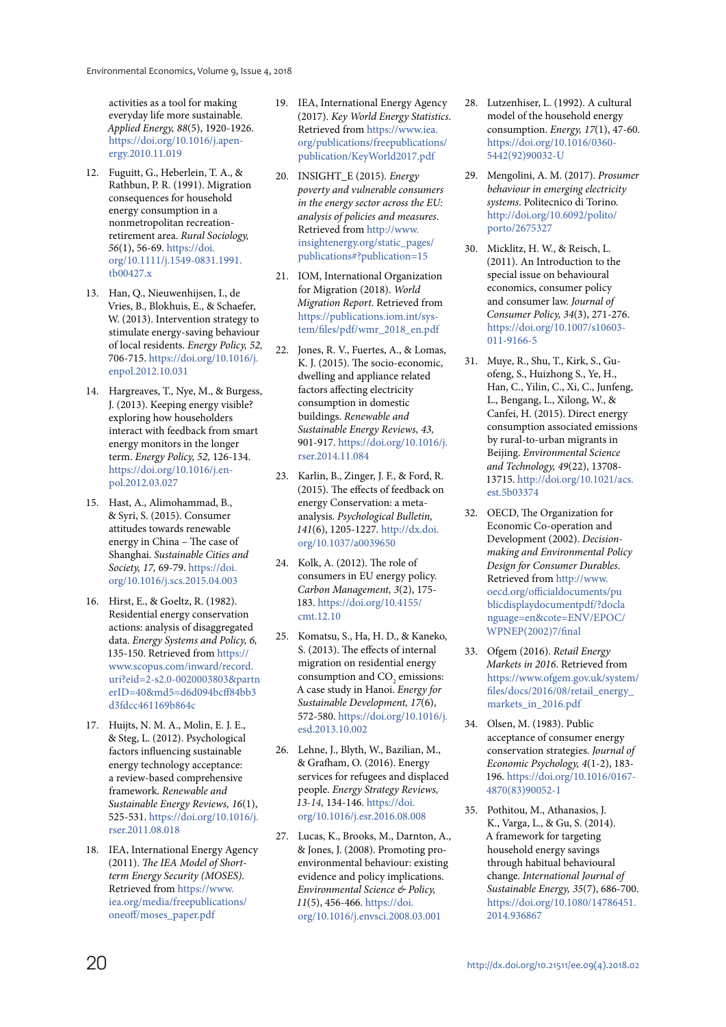activities as a tool for making everyday life more sustainable. *Applied Energy, 88*(5), 1920-1926. https://doi.org/10.1016/j.apenergy.2010.11.019

12. Fuguitt, G., Heberlein, T. A., & Rathbun, P. R. (1991). Migration consequences for household energy consumption in a nonmetropolitan recreation-retirement area. *Rural Sociology, 56*(1), 56-69. https://doi.org/10.1111/j.1549-0831.1991.tb00427.x

13. Han, Q., Nieuwenhijsen, I., de Vries, B., Blokhuis, E., & Schaefer, W. (2013). Intervention strategy to stimulate energy-saving behaviour of local residents. *Energy Policy, 52,* 706-715. https://doi.org/10.1016/j.enpol.2012.10.031

14. Hargreaves, T., Nye, M., & Burgess, J. (2013). Keeping energy visible? exploring how householders interact with feedback from smart energy monitors in the longer term. *Energy Policy, 52,* 126-134. https://doi.org/10.1016/j.enpol.2012.03.027

15. Hast, A., Alimohammad, B., & Syri, S. (2015). Consumer attitudes towards renewable energy in China – The case of Shanghai. *Sustainable Cities and Society, 17,* 69-79. https://doi.org/10.1016/j.scs.2015.04.003

16. Hirst, E., & Goeltz, R. (1982). Residential energy conservation actions: analysis of disaggregated data. *Energy Systems and Policy, 6,* 135-150. Retrieved from https://www.scopus.com/inward/record.uri?eid=2-s2.0-0020003803&partnerID=40&md5=d6d094bcff84bb3d3fdcc461169b864c

17. Huijts, N. M. A., Molin, E. J. E., & Steg, L. (2012). Psychological factors influencing sustainable energy technology acceptance: a review-based comprehensive framework. *Renewable and Sustainable Energy Reviews, 16*(1), 525-531. https://doi.org/10.1016/j.rser.2011.08.018

18. IEA, International Energy Agency (2011). *The IEA Model of Short-term Energy Security (MOSES).* Retrieved from https://www.iea.org/media/freepublications/oneoff/moses_paper.pdf

19. IEA, International Energy Agency (2017). *Key World Energy Statistics.* Retrieved from https://www.iea.org/publications/freepublications/publication/KeyWorld2017.pdf

20. INSIGHT_E (2015). *Energy poverty and vulnerable consumers in the energy sector across the EU: analysis of policies and measures.* Retrieved from http://www.insightenergy.org/static_pages/publications#?publication=15

21. IOM, International Organization for Migration (2018). *World Migration Report.* Retrieved from https://publications.iom.int/system/files/pdf/wmr_2018_en.pdf

22. Jones, R. V., Fuertes, A., & Lomas, K. J. (2015). The socio-economic, dwelling and appliance related factors affecting electricity consumption in domestic buildings. *Renewable and Sustainable Energy Reviews, 43,* 901-917. https://doi.org/10.1016/j.rser.2014.11.084

23. Karlin, B., Zinger, J. F., & Ford, R. (2015). The effects of feedback on energy Conservation: a meta-analysis. *Psychological Bulletin, 141*(6), 1205-1227. http://dx.doi.org/10.1037/a0039650

24. Kolk, A. (2012). The role of consumers in EU energy policy. *Carbon Management, 3*(2), 175-183. https://doi.org/10.4155/cmt.12.10

25. Komatsu, S., Ha, H. D., & Kaneko, S. (2013). The effects of internal migration on residential energy consumption and $CO_2$ emissions: A case study in Hanoi. *Energy for Sustainable Development, 17*(6), 572-580. https://doi.org/10.1016/j.esd.2013.10.002

26. Lehne, J., Blyth, W., Bazilian, M., & Grafham, O. (2016). Energy services for refugees and displaced people. *Energy Strategy Reviews, 13-14,* 134-146. https://doi.org/10.1016/j.esr.2016.08.008

27. Lucas, K., Brooks, M., Darnton, A., & Jones, J. (2008). Promoting pro-environmental behaviour: existing evidence and policy implications. *Environmental Science & Policy, 11*(5), 456-466. https://doi.org/10.1016/j.envsci.2008.03.001

28. Lutzenhiser, L. (1992). A cultural model of the household energy consumption. *Energy, 17*(1), 47-60. https://doi.org/10.1016/0360-5442(92)90032-U

29. Mengolini, A. M. (2017). *Prosumer behaviour in emerging electricity systems*. Politecnico di Torino. http://doi.org/10.6092/polito/porto/2675327

30. Micklitz, H. W., & Reisch, L. (2011). An Introduction to the special issue on behavioural economics, consumer policy and consumer law. *Journal of Consumer Policy, 34*(3), 271-276. https://doi.org/10.1007/s10603-011-9166-5

31. Muye, R., Shu, T., Kirk, S., Guofeng, S., Huizhong S., Ye, H., Han, C., Yilin, C., Xi, C., Junfeng, L., Bengang, L., Xilong, W., & Canfei, H. (2015). Direct energy consumption associated emissions by rural-to-urban migrants in Beijing. *Environmental Science and Technology, 49*(22), 13708-13715. http://doi.org/10.1021/acs.est.5b03374

32. OECD, The Organization for Economic Co-operation and Development (2002). *Decision-making and Environmental Policy Design for Consumer Durables.* Retrieved from http://www.oecd.org/officialdocuments/publicdisplaydocumentpdf/?doclanguage=en&cote=ENV/EPOC/WPNEP(2002)7/final

33. Ofgem (2016). *Retail Energy Markets in 2016.* Retrieved from https://www.ofgem.gov.uk/system/files/docs/2016/08/retail_energy_markets_in_2016.pdf

34. Olsen, M. (1983). Public acceptance of consumer energy conservation strategies. *Journal of Economic Psychology, 4*(1-2), 183-196. https://doi.org/10.1016/0167-4870(83)90052-1

35. Pothitou, M., Athanasios, J. K., Varga, L., & Gu, S. (2014). A framework for targeting household energy savings through habitual behavioural change. *International Journal of Sustainable Energy, 35*(7), 686-700. https://doi.org/10.1080/14786451.2014.936867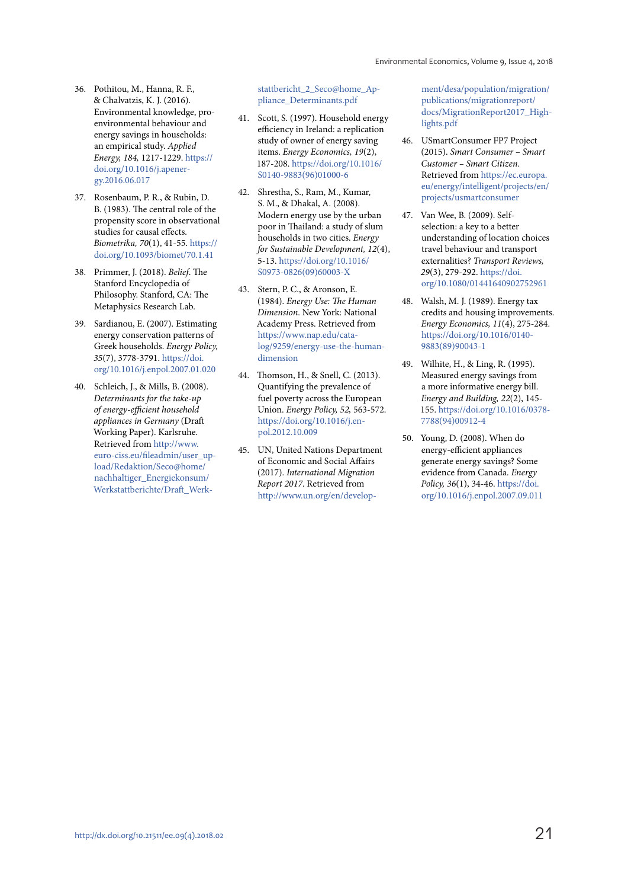36. Pothitou, M., Hanna, R. F., & Chalvatzis, K. J. (2016). Environmental knowledge, pro-environmental behaviour and energy savings in households: an empirical study. *Applied Energy, 184,* 1217-1229. https://doi.org/10.1016/j.apenergy.2016.06.017

37. Rosenbaum, P. R., & Rubin, D. B. (1983). The central role of the propensity score in observational studies for causal effects. *Biometrika, 70*(1), 41-55. https://doi.org/10.1093/biomet/70.1.41

38. Primmer, J. (2018). *Belief*. The Stanford Encyclopedia of Philosophy. Stanford, CA: The Metaphysics Research Lab.

39. Sardianou, E. (2007). Estimating energy conservation patterns of Greek households. *Energy Policy, 35*(7), 3778-3791. https://doi.org/10.1016/j.enpol.2007.01.020

40. Schleich, J., & Mills, B. (2008). *Determinants for the take-up of energy-efficient household appliances in Germany* (Draft Working Paper). Karlsruhe. Retrieved from http://www.euro-ciss.eu/fileadmin/user_upload/Redaktion/Seco@home/nachhaltiger_Energiekonsum/Werkstattberichte/Draft_Werkstattbericht_2_Seco@home_Appliance_Determinants.pdf

41. Scott, S. (1997). Household energy efficiency in Ireland: a replication study of owner of energy saving items. *Energy Economics, 19*(2), 187-208. https://doi.org/10.1016/S0140-9883(96)01000-6

42. Shrestha, S., Ram, M., Kumar, S. M., & Dhakal, A. (2008). Modern energy use by the urban poor in Thailand: a study of slum households in two cities. *Energy for Sustainable Development, 12*(4), 5-13. https://doi.org/10.1016/S0973-0826(09)60003-X

43. Stern, P. C., & Aronson, E. (1984). *Energy Use: The Human Dimension*. New York: National Academy Press. Retrieved from https://www.nap.edu/catalog/9259/energy-use-the-human-dimension

44. Thomson, H., & Snell, C. (2013). Quantifying the prevalence of fuel poverty across the European Union. *Energy Policy, 52,* 563-572. https://doi.org/10.1016/j.enpol.2012.10.009

45. UN, United Nations Department of Economic and Social Affairs (2017). *International Migration Report 2017*. Retrieved from http://www.un.org/en/development/desa/population/migration/publications/migrationreport/docs/MigrationReport2017_Highlights.pdf

46. USmartConsumer FP7 Project (2015). *Smart Consumer – Smart Customer – Smart Citizen*. Retrieved from https://ec.europa.eu/energy/intelligent/projects/en/projects/usmartconsumer

47. Van Wee, B. (2009). Self-selection: a key to a better understanding of location choices travel behaviour and transport externalities? *Transport Reviews, 29*(3), 279-292. https://doi.org/10.1080/01441640902752961

48. Walsh, M. J. (1989). Energy tax credits and housing improvements. *Energy Economics, 11*(4), 275-284. https://doi.org/10.1016/0140-9883(89)90043-1

49. Wilhite, H., & Ling, R. (1995). Measured energy savings from a more informative energy bill. *Energy and Building, 22*(2), 145-155. https://doi.org/10.1016/0378-7788(94)00912-4

50. Young, D. (2008). When do energy-efficient appliances generate energy savings? Some evidence from Canada. *Energy Policy, 36*(1), 34-46. https://doi.org/10.1016/j.enpol.2007.09.011